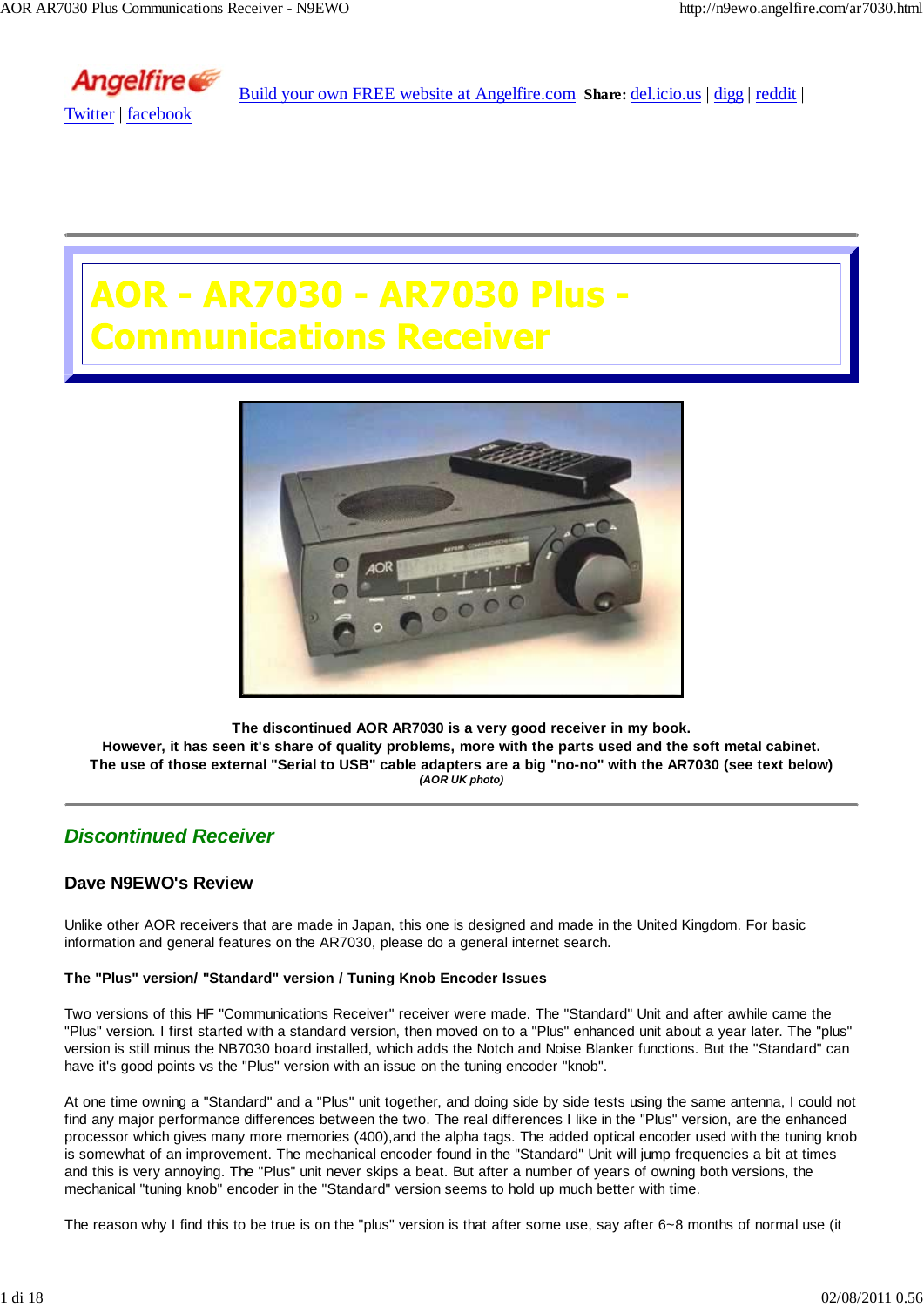Angelfire [Build your own FREE website at Angelfire.com](#) **Share:** del.icio.us | digg | reddit | Twitter | facebook

# AOR - AR7030 - AR7030 Plus - Communications Receiver

**The discontinued AOR AR7030 is a very good receiver in my book.**
**However, it has seen it's share of quality problems, more with the parts used and the soft metal cabinet.**
**The use of those external "Serial to USB" cable adapters are a big "no-no" with the AR7030 (see text below)**
***(AOR UK photo)***

## *Discontinued Receiver*

### Dave N9EWO's Review

Unlike other AOR receivers that are made in Japan, this one is designed and made in the United Kingdom. For basic information and general features on the AR7030, please do a general internet search.

**The "Plus" version/ "Standard" version / Tuning Knob Encoder Issues**

Two versions of this HF "Communications Receiver" receiver were made. The "Standard" Unit and after awhile came the "Plus" version. I first started with a standard version, then moved on to a "Plus" enhanced unit about a year later. The "plus" version is still minus the NB7030 board installed, which adds the Notch and Noise Blanker functions. But the "Standard" can have it's good points vs the "Plus" version with an issue on the tuning encoder "knob".

At one time owning a "Standard" and a "Plus" unit together, and doing side by side tests using the same antenna, I could not find any major performance differences between the two. The real differences I like in the "Plus" version, are the enhanced processor which gives many more memories (400),and the alpha tags. The added optical encoder used with the tuning knob is somewhat of an improvement. The mechanical encoder found in the "Standard" Unit will jump frequencies a bit at times and this is very annoying. The "Plus" unit never skips a beat. But after a number of years of owning both versions, the mechanical "tuning knob" encoder in the "Standard" version seems to hold up much better with time.

The reason why I find this to be true is on the "plus" version is that after some use, say after 6~8 months of normal use (it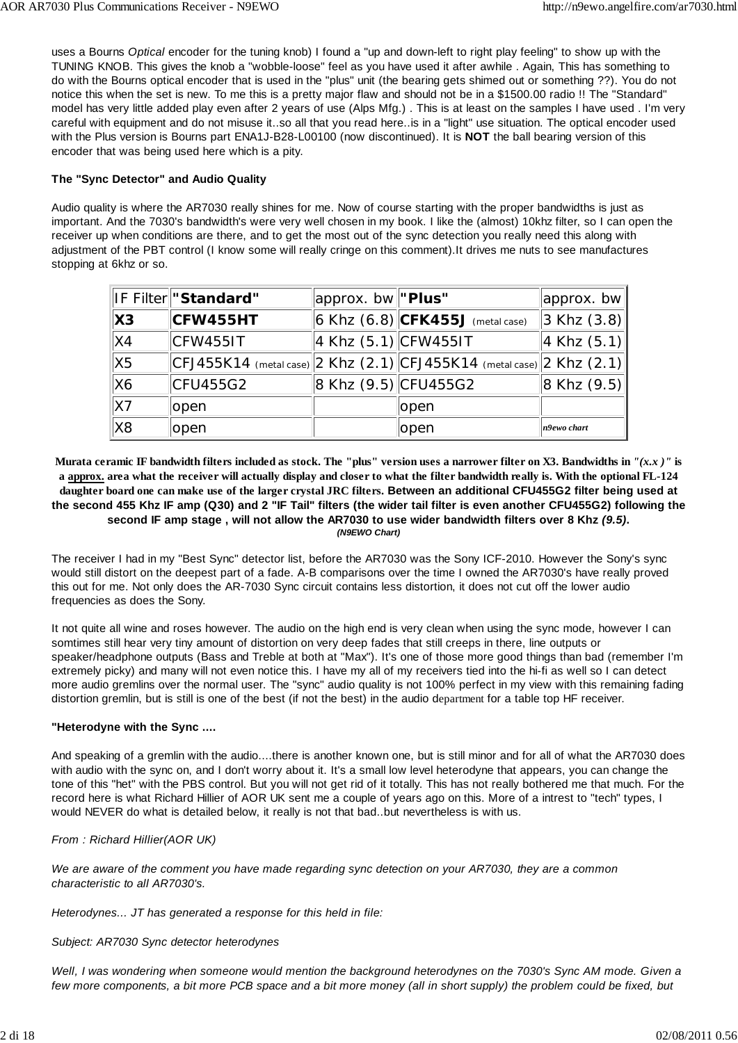uses a Bourns *Optical* encoder for the tuning knob) I found a "up and down-left to right play feeling" to show up with the TUNING KNOB. This gives the knob a "wobble-loose" feel as you have used it after awhile . Again, This has something to do with the Bourns optical encoder that is used in the "plus" unit (the bearing gets shimed out or something ??). You do not notice this when the set is new. To me this is a pretty major flaw and should not be in a $1500.00 radio !! The "Standard" model has very little added play even after 2 years of use (Alps Mfg.) . This is at least on the samples I have used . I'm very careful with equipment and do not misuse it..so all that you read here..is in a "light" use situation. The optical encoder used with the Plus version is Bourns part ENA1J-B28-L00100 (now discontinued). It is **NOT** the ball bearing version of this encoder that was being used here which is a pity.

**The "Sync Detector" and Audio Quality**

Audio quality is where the AR7030 really shines for me. Now of course starting with the proper bandwidths is just as important. And the 7030's bandwidth's were very well chosen in my book. I like the (almost) 10khz filter, so I can open the receiver up when conditions are there, and to get the most out of the sync detection you really need this along with adjustment of the PBT control (I know some will really cringe on this comment).It drives me nuts to see manufactures stopping at 6khz or so.

| IF Filter | **"Standard"** | approx. bw | **"Plus"** | approx. bw |
|---|---|---|---|---|
| **X3** | **CFW455HT** | 6 Khz (6.8) | **CFK455J** (metal case) | 3 Khz (3.8) |
| X4 | CFW455IT | 4 Khz (5.1) | CFW455IT | 4 Khz (5.1) |
| X5 | CFJ455K14 (metal case) | 2 Khz (2.1) | CFJ455K14 (metal case) | 2 Khz (2.1) |
| X6 | CFU455G2 | 8 Khz (9.5) | CFU455G2 | 8 Khz (9.5) |
| X7 | open | | open | |
| X8 | open | | open | *n9ewo chart* |

**Murata ceramic IF bandwidth filters included as stock. The "plus" version uses a narrower filter on X3. Bandwidths in *"(x.x )"* is a approx. area what the receiver will actually display and closer to what the filter bandwidth really is. With the optional FL-124 daughter board one can make use of the larger crystal JRC filters. Between an additional CFU455G2 filter being used at the second 455 Khz IF amp (Q30) and 2 "IF Tail" filters (the wider tail filter is even another CFU455G2) following the second IF amp stage , will not allow the AR7030 to use wider bandwidth filters over 8 Khz *(9.5)*.**
***(N9EWO Chart)***

The receiver I had in my "Best Sync" detector list, before the AR7030 was the Sony ICF-2010. However the Sony's sync would still distort on the deepest part of a fade. A-B comparisons over the time I owned the AR7030's have really proved this out for me. Not only does the AR-7030 Sync circuit contains less distortion, it does not cut off the lower audio frequencies as does the Sony.

It not quite all wine and roses however. The audio on the high end is very clean when using the sync mode, however I can somtimes still hear very tiny amount of distortion on very deep fades that still creeps in there, line outputs or speaker/headphone outputs (Bass and Treble at both at "Max"). It's one of those more good things than bad (remember I'm extremely picky) and many will not even notice this. I have my all of my receivers tied into the hi-fi as well so I can detect more audio gremlins over the normal user. The "sync" audio quality is not 100% perfect in my view with this remaining fading distortion gremlin, but is still is one of the best (if not the best) in the audio department for a table top HF receiver.

**"Heterodyne with the Sync ….**

And speaking of a gremlin with the audio....there is another known one, but is still minor and for all of what the AR7030 does with audio with the sync on, and I don't worry about it. It's a small low level heterodyne that appears, you can change the tone of this "het" with the PBS control. But you will not get rid of it totally. This has not really bothered me that much. For the record here is what Richard Hillier of AOR UK sent me a couple of years ago on this. More of a intrest to "tech" types, I would NEVER do what is detailed below, it really is not that bad..but nevertheless is with us.

*From : Richard Hillier(AOR UK)*

*We are aware of the comment you have made regarding sync detection on your AR7030, they are a common characteristic to all AR7030's.*

*Heterodynes... JT has generated a response for this held in file:*

*Subject: AR7030 Sync detector heterodynes*

*Well, I was wondering when someone would mention the background heterodynes on the 7030's Sync AM mode. Given a few more components, a bit more PCB space and a bit more money (all in short supply) the problem could be fixed, but*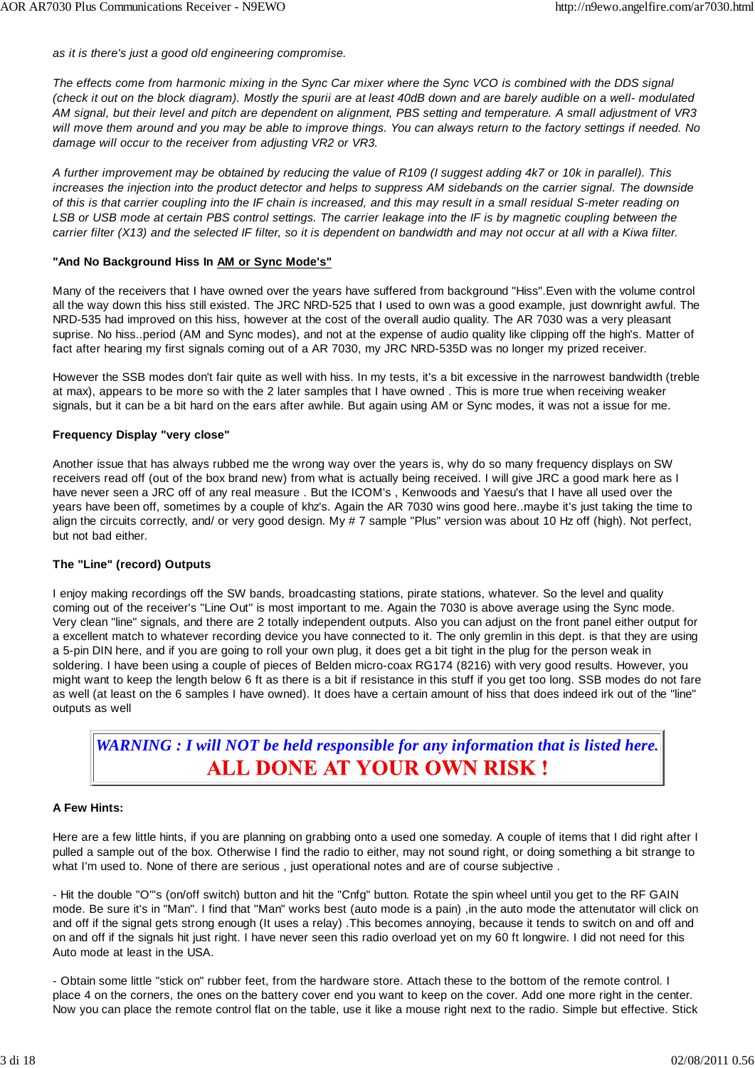*as it is there's just a good old engineering compromise.*

*The effects come from harmonic mixing in the Sync Car mixer where the Sync VCO is combined with the DDS signal (check it out on the block diagram). Mostly the spurii are at least 40dB down and are barely audible on a well- modulated AM signal, but their level and pitch are dependent on alignment, PBS setting and temperature. A small adjustment of VR3 will move them around and you may be able to improve things. You can always return to the factory settings if needed. No damage will occur to the receiver from adjusting VR2 or VR3.*

*A further improvement may be obtained by reducing the value of R109 (I suggest adding 4k7 or 10k in parallel). This increases the injection into the product detector and helps to suppress AM sidebands on the carrier signal. The downside of this is that carrier coupling into the IF chain is increased, and this may result in a small residual S-meter reading on LSB or USB mode at certain PBS control settings. The carrier leakage into the IF is by magnetic coupling between the carrier filter (X13) and the selected IF filter, so it is dependent on bandwidth and may not occur at all with a Kiwa filter.*

**"And No Background Hiss In AM or Sync Mode's"**

Many of the receivers that I have owned over the years have suffered from background "Hiss".Even with the volume control all the way down this hiss still existed. The JRC NRD-525 that I used to own was a good example, just downright awful. The NRD-535 had improved on this hiss, however at the cost of the overall audio quality. The AR 7030 was a very pleasant suprise. No hiss..period (AM and Sync modes), and not at the expense of audio quality like clipping off the high's. Matter of fact after hearing my first signals coming out of a AR 7030, my JRC NRD-535D was no longer my prized receiver.

However the SSB modes don't fair quite as well with hiss. In my tests, it's a bit excessive in the narrowest bandwidth (treble at max), appears to be more so with the 2 later samples that I have owned . This is more true when receiving weaker signals, but it can be a bit hard on the ears after awhile. But again using AM or Sync modes, it was not a issue for me.

**Frequency Display "very close"**

Another issue that has always rubbed me the wrong way over the years is, why do so many frequency displays on SW receivers read off (out of the box brand new) from what is actually being received. I will give JRC a good mark here as I have never seen a JRC off of any real measure . But the ICOM's , Kenwoods and Yaesu's that I have all used over the years have been off, sometimes by a couple of khz's. Again the AR 7030 wins good here..maybe it's just taking the time to align the circuits correctly, and/ or very good design. My # 7 sample "Plus" version was about 10 Hz off (high). Not perfect, but not bad either.

**The "Line" (record) Outputs**

I enjoy making recordings off the SW bands, broadcasting stations, pirate stations, whatever. So the level and quality coming out of the receiver's "Line Out" is most important to me. Again the 7030 is above average using the Sync mode. Very clean "line" signals, and there are 2 totally independent outputs. Also you can adjust on the front panel either output for a excellent match to whatever recording device you have connected to it. The only gremlin in this dept. is that they are using a 5-pin DIN here, and if you are going to roll your own plug, it does get a bit tight in the plug for the person weak in soldering. I have been using a couple of pieces of Belden micro-coax RG174 (8216) with very good results. However, you might want to keep the length below 6 ft as there is a bit if resistance in this stuff if you get too long. SSB modes do not fare as well (at least on the 6 samples I have owned). It does have a certain amount of hiss that does indeed irk out of the "line" outputs as well

| *WARNING : I will NOT be held responsible for any information that is listed here.* **ALL DONE AT YOUR OWN RISK !** |
|---|

**A Few Hints:**

Here are a few little hints, if you are planning on grabbing onto a used one someday. A couple of items that I did right after I pulled a sample out of the box. Otherwise I find the radio to either, may not sound right, or doing something a bit strange to what I'm used to. None of there are serious , just operational notes and are of course subjective .

- Hit the double "O"'s (on/off switch) button and hit the "Cnfg" button. Rotate the spin wheel until you get to the RF GAIN mode. Be sure it's in "Man". I find that "Man" works best (auto mode is a pain) ,in the auto mode the attenutator will click on and off if the signal gets strong enough (It uses a relay) .This becomes annoying, because it tends to switch on and off and on and off if the signals hit just right. I have never seen this radio overload yet on my 60 ft longwire. I did not need for this Auto mode at least in the USA.

- Obtain some little "stick on" rubber feet, from the hardware store. Attach these to the bottom of the remote control. I place 4 on the corners, the ones on the battery cover end you want to keep on the cover. Add one more right in the center. Now you can place the remote control flat on the table, use it like a mouse right next to the radio. Simple but effective. Stick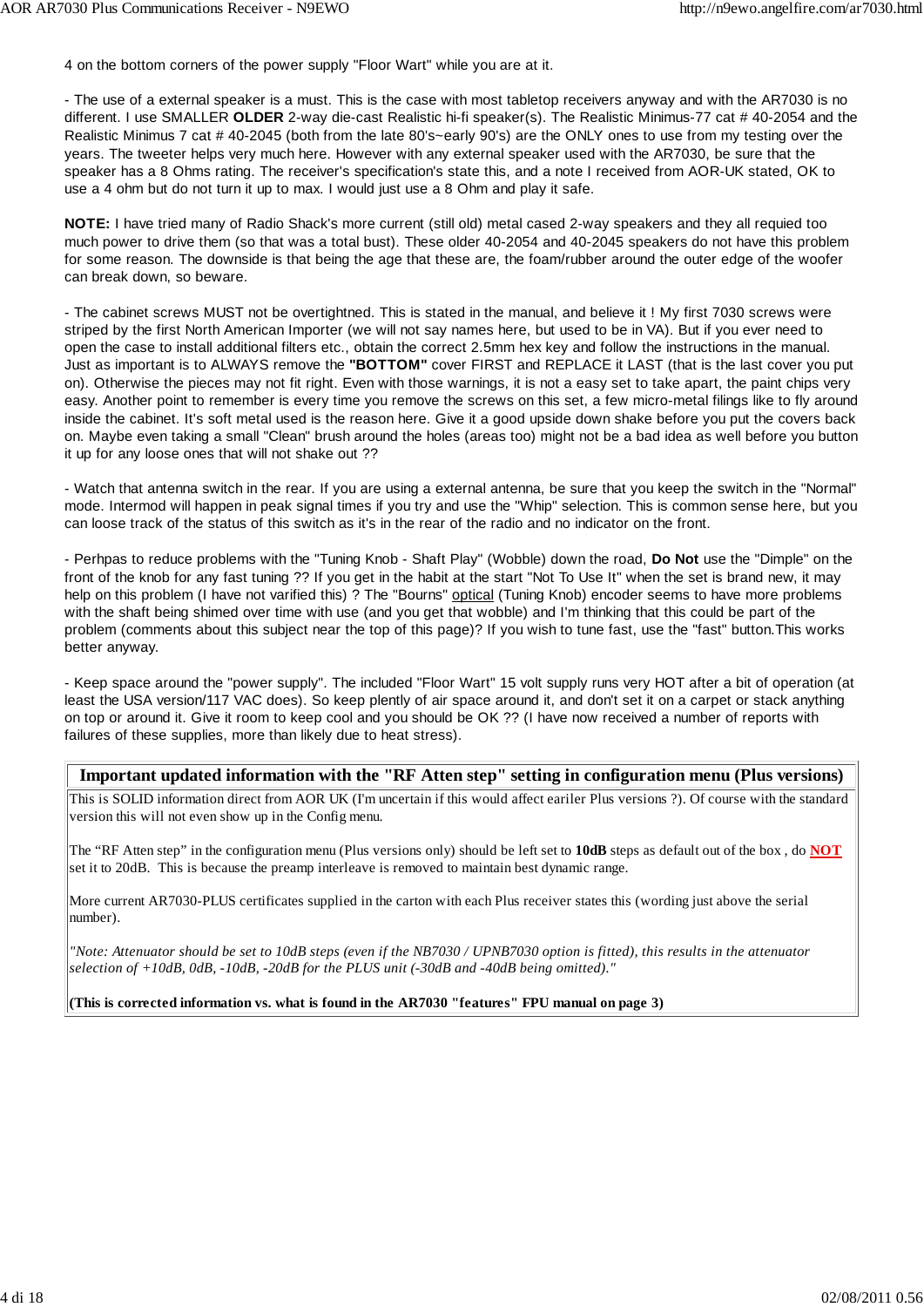4 on the bottom corners of the power supply "Floor Wart" while you are at it.

- The use of a external speaker is a must. This is the case with most tabletop receivers anyway and with the AR7030 is no different. I use SMALLER **OLDER** 2-way die-cast Realistic hi-fi speaker(s). The Realistic Minimus-77 cat # 40-2054 and the Realistic Minimus 7 cat # 40-2045 (both from the late 80's~early 90's) are the ONLY ones to use from my testing over the years. The tweeter helps very much here. However with any external speaker used with the AR7030, be sure that the speaker has a 8 Ohms rating. The receiver's specification's state this, and a note I received from AOR-UK stated, OK to use a 4 ohm but do not turn it up to max. I would just use a 8 Ohm and play it safe.

**NOTE:** I have tried many of Radio Shack's more current (still old) metal cased 2-way speakers and they all requied too much power to drive them (so that was a total bust). These older 40-2054 and 40-2045 speakers do not have this problem for some reason. The downside is that being the age that these are, the foam/rubber around the outer edge of the woofer can break down, so beware.

- The cabinet screws MUST not be overtightned. This is stated in the manual, and believe it ! My first 7030 screws were striped by the first North American Importer (we will not say names here, but used to be in VA). But if you ever need to open the case to install additional filters etc., obtain the correct 2.5mm hex key and follow the instructions in the manual. Just as important is to ALWAYS remove the **"BOTTOM"** cover FIRST and REPLACE it LAST (that is the last cover you put on). Otherwise the pieces may not fit right. Even with those warnings, it is not a easy set to take apart, the paint chips very easy. Another point to remember is every time you remove the screws on this set, a few micro-metal filings like to fly around inside the cabinet. It's soft metal used is the reason here. Give it a good upside down shake before you put the covers back on. Maybe even taking a small "Clean" brush around the holes (areas too) might not be a bad idea as well before you button it up for any loose ones that will not shake out ??

- Watch that antenna switch in the rear. If you are using a external antenna, be sure that you keep the switch in the "Normal" mode. Intermod will happen in peak signal times if you try and use the "Whip" selection. This is common sense here, but you can loose track of the status of this switch as it's in the rear of the radio and no indicator on the front.

- Perhpas to reduce problems with the "Tuning Knob - Shaft Play" (Wobble) down the road, **Do Not** use the "Dimple" on the front of the knob for any fast tuning ?? If you get in the habit at the start "Not To Use It" when the set is brand new, it may help on this problem (I have not varified this) ? The "Bourns" optical (Tuning Knob) encoder seems to have more problems with the shaft being shimed over time with use (and you get that wobble) and I'm thinking that this could be part of the problem (comments about this subject near the top of this page)? If you wish to tune fast, use the "fast" button.This works better anyway.

- Keep space around the "power supply". The included "Floor Wart" 15 volt supply runs very HOT after a bit of operation (at least the USA version/117 VAC does). So keep plently of air space around it, and don't set it on a carpet or stack anything on top or around it. Give it room to keep cool and you should be OK ?? (I have now received a number of reports with failures of these supplies, more than likely due to heat stress).

## Important updated information with the "RF Atten step" setting in configuration menu (Plus versions)

This is SOLID information direct from AOR UK (I'm uncertain if this would affect eariler Plus versions ?). Of course with the standard version this will not even show up in the Config menu.

The “RF Atten step” in the configuration menu (Plus versions only) should be left set to **10dB** steps as default out of the box , do **NOT** set it to 20dB. This is because the preamp interleave is removed to maintain best dynamic range.

More current AR7030-PLUS certificates supplied in the carton with each Plus receiver states this (wording just above the serial number).

*"Note: Attenuator should be set to 10dB steps (even if the NB7030 / UPNB7030 option is fitted), this results in the attenuator selection of +10dB, 0dB, -10dB, -20dB for the PLUS unit (-30dB and -40dB being omitted)."*

**(This is corrected information vs. what is found in the AR7030 "features" FPU manual on page 3)**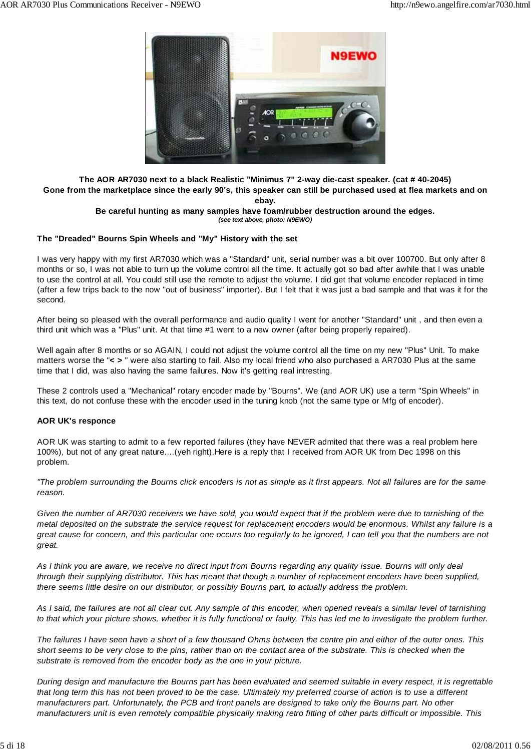**The AOR AR7030 next to a black Realistic "Minimus 7" 2-way die-cast speaker. (cat # 40-2045)**
**Gone from the marketplace since the early 90's, this speaker can still be purchased used at flea markets and on ebay.**
**Be careful hunting as many samples have foam/rubber destruction around the edges.**
***(see text above, photo: N9EWO)***

### The "Dreaded" Bourns Spin Wheels and "My" History with the set

I was very happy with my first AR7030 which was a "Standard" unit, serial number was a bit over 100700. But only after 8 months or so, I was not able to turn up the volume control all the time. It actually got so bad after awhile that I was unable to use the control at all. You could still use the remote to adjust the volume. I did get that volume encoder replaced in time (after a few trips back to the now "out of business" importer). But I felt that it was just a bad sample and that was it for the second.

After being so pleased with the overall performance and audio quality I went for another "Standard" unit , and then even a third unit which was a "Plus" unit. At that time #1 went to a new owner (after being properly repaired).

Well again after 8 months or so AGAIN, I could not adjust the volume control all the time on my new "Plus" Unit. To make matters worse the "**< >** " were also starting to fail. Also my local friend who also purchased a AR7030 Plus at the same time that I did, was also having the same failures. Now it's getting real intresting.

These 2 controls used a "Mechanical" rotary encoder made by "Bourns". We (and AOR UK) use a term "Spin Wheels" in this text, do not confuse these with the encoder used in the tuning knob (not the same type or Mfg of encoder).

### AOR UK's responce

AOR UK was starting to admit to a few reported failures (they have NEVER admited that there was a real problem here 100%), but not of any great nature....(yeh right).Here is a reply that I received from AOR UK from Dec 1998 on this problem.

*"The problem surrounding the Bourns click encoders is not as simple as it first appears. Not all failures are for the same reason.*

*Given the number of AR7030 receivers we have sold, you would expect that if the problem were due to tarnishing of the metal deposited on the substrate the service request for replacement encoders would be enormous. Whilst any failure is a great cause for concern, and this particular one occurs too regularly to be ignored, I can tell you that the numbers are not great.*

*As I think you are aware, we receive no direct input from Bourns regarding any quality issue. Bourns will only deal through their supplying distributor. This has meant that though a number of replacement encoders have been supplied, there seems little desire on our distributor, or possibly Bourns part, to actually address the problem.*

*As I said, the failures are not all clear cut. Any sample of this encoder, when opened reveals a similar level of tarnishing to that which your picture shows, whether it is fully functional or faulty. This has led me to investigate the problem further.*

*The failures I have seen have a short of a few thousand Ohms between the centre pin and either of the outer ones. This short seems to be very close to the pins, rather than on the contact area of the substrate. This is checked when the substrate is removed from the encoder body as the one in your picture.*

*During design and manufacture the Bourns part has been evaluated and seemed suitable in every respect, it is regrettable that long term this has not been proved to be the case. Ultimately my preferred course of action is to use a different manufacturers part. Unfortunately, the PCB and front panels are designed to take only the Bourns part. No other manufacturers unit is even remotely compatible physically making retro fitting of other parts difficult or impossible. This*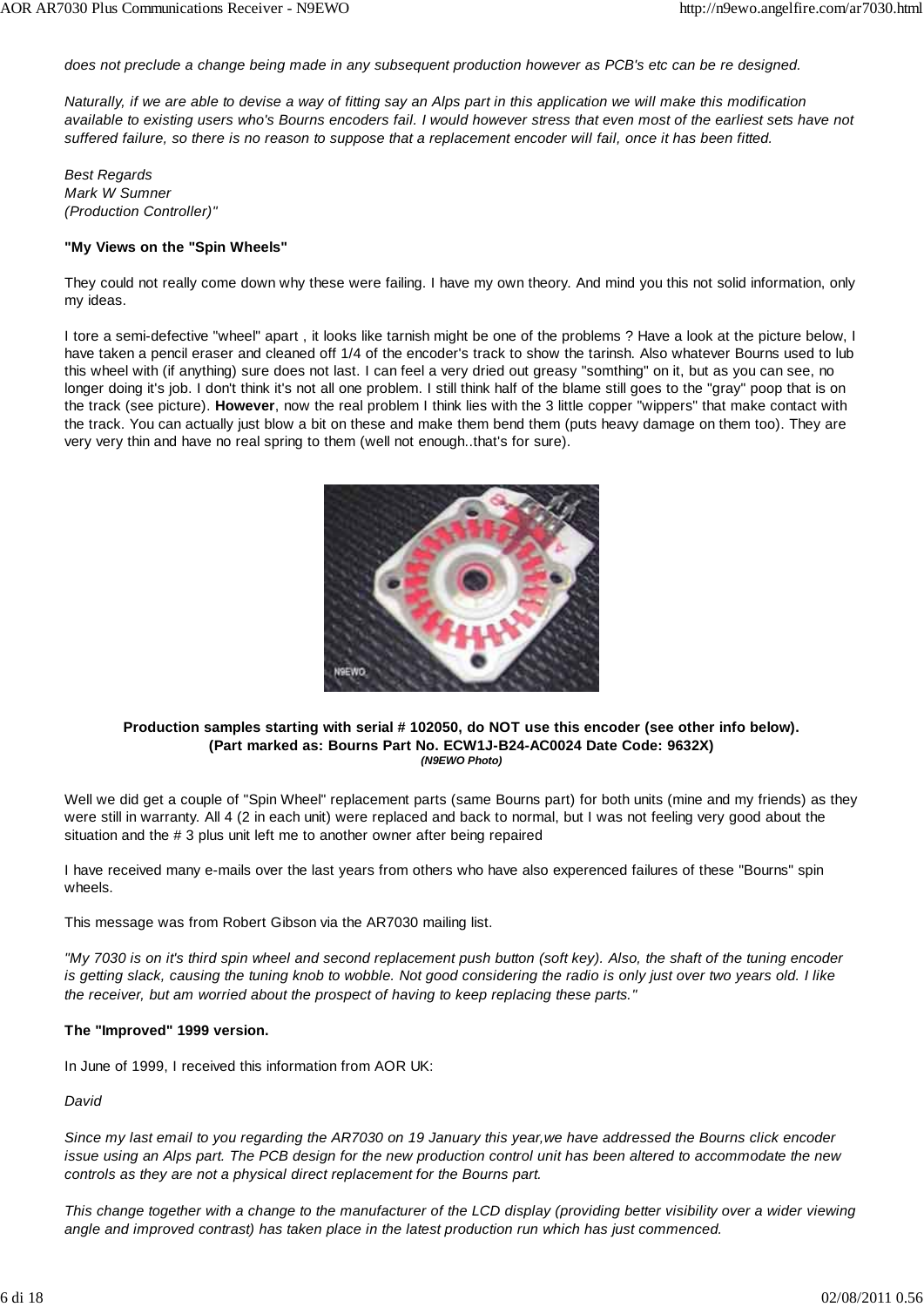*does not preclude a change being made in any subsequent production however as PCB's etc can be re designed.*

*Naturally, if we are able to devise a way of fitting say an Alps part in this application we will make this modification available to existing users who's Bourns encoders fail. I would however stress that even most of the earliest sets have not suffered failure, so there is no reason to suppose that a replacement encoder will fail, once it has been fitted.*

*Best Regards*
*Mark W Sumner*
*(Production Controller)"*

**"My Views on the "Spin Wheels"**

They could not really come down why these were failing. I have my own theory. And mind you this not solid information, only my ideas.

I tore a semi-defective "wheel" apart , it looks like tarnish might be one of the problems ? Have a look at the picture below, I have taken a pencil eraser and cleaned off 1/4 of the encoder's track to show the tarinsh. Also whatever Bourns used to lub this wheel with (if anything) sure does not last. I can feel a very dried out greasy "somthing" on it, but as you can see, no longer doing it's job. I don't think it's not all one problem. I still think half of the blame still goes to the "gray" poop that is on the track (see picture). **However**, now the real problem I think lies with the 3 little copper "wippers" that make contact with the track. You can actually just blow a bit on these and make them bend them (puts heavy damage on them too). They are very very thin and have no real spring to them (well not enough..that's for sure).

**Production samples starting with serial # 102050, do NOT use this encoder (see other info below).**
**(Part marked as: Bourns Part No. ECW1J-B24-AC0024 Date Code: 9632X)**
***(N9EWO Photo)***

Well we did get a couple of "Spin Wheel" replacement parts (same Bourns part) for both units (mine and my friends) as they were still in warranty. All 4 (2 in each unit) were replaced and back to normal, but I was not feeling very good about the situation and the # 3 plus unit left me to another owner after being repaired

I have received many e-mails over the last years from others who have also experenced failures of these "Bourns" spin wheels.

This message was from Robert Gibson via the AR7030 mailing list.

*"My 7030 is on it's third spin wheel and second replacement push button (soft key). Also, the shaft of the tuning encoder is getting slack, causing the tuning knob to wobble. Not good considering the radio is only just over two years old. I like the receiver, but am worried about the prospect of having to keep replacing these parts."*

**The "Improved" 1999 version.**

In June of 1999, I received this information from AOR UK:

*David*

*Since my last email to you regarding the AR7030 on 19 January this year,we have addressed the Bourns click encoder issue using an Alps part. The PCB design for the new production control unit has been altered to accommodate the new controls as they are not a physical direct replacement for the Bourns part.*

*This change together with a change to the manufacturer of the LCD display (providing better visibility over a wider viewing angle and improved contrast) has taken place in the latest production run which has just commenced.*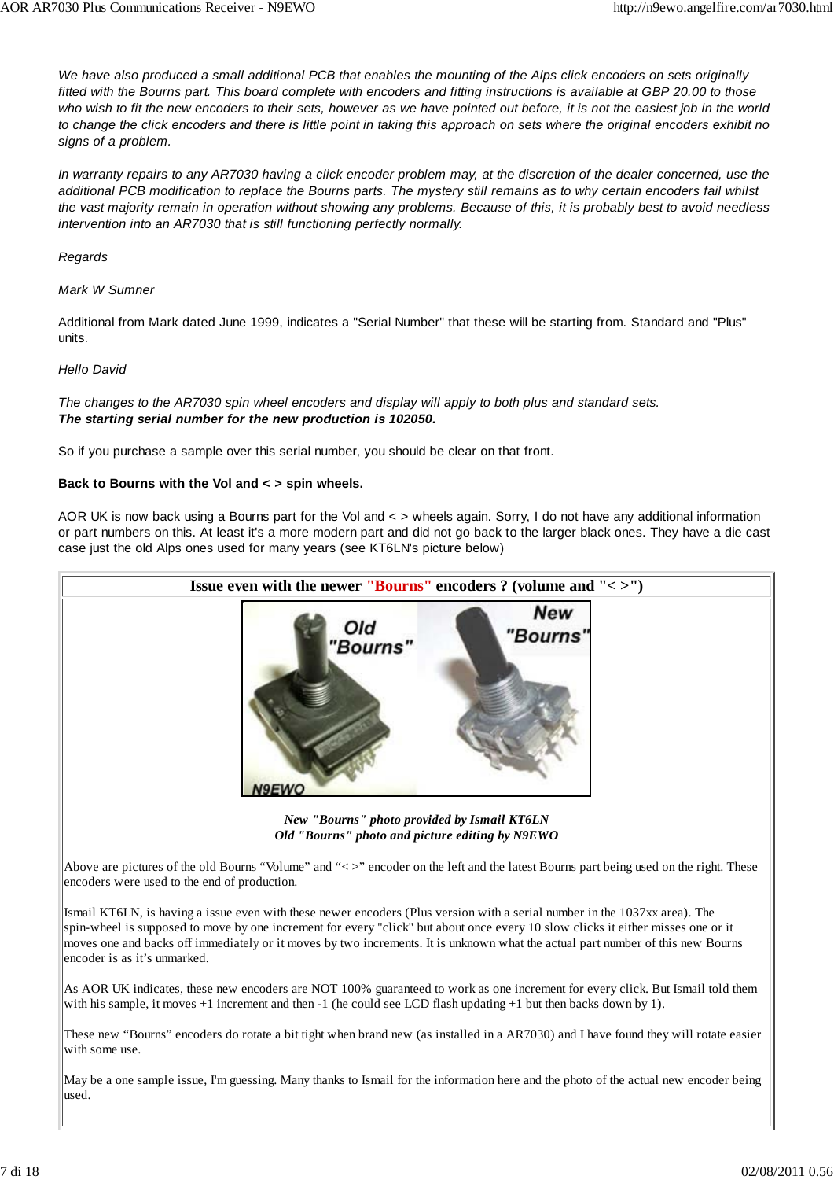*We have also produced a small additional PCB that enables the mounting of the Alps click encoders on sets originally fitted with the Bourns part. This board complete with encoders and fitting instructions is available at GBP 20.00 to those who wish to fit the new encoders to their sets, however as we have pointed out before, it is not the easiest job in the world to change the click encoders and there is little point in taking this approach on sets where the original encoders exhibit no signs of a problem.*

*In warranty repairs to any AR7030 having a click encoder problem may, at the discretion of the dealer concerned, use the additional PCB modification to replace the Bourns parts. The mystery still remains as to why certain encoders fail whilst the vast majority remain in operation without showing any problems. Because of this, it is probably best to avoid needless intervention into an AR7030 that is still functioning perfectly normally.*

*Regards*

*Mark W Sumner*

Additional from Mark dated June 1999, indicates a "Serial Number" that these will be starting from. Standard and "Plus" units.

*Hello David*

*The changes to the AR7030 spin wheel encoders and display will apply to both plus and standard sets.*
***The starting serial number for the new production is 102050.***

So if you purchase a sample over this serial number, you should be clear on that front.

**Back to Bourns with the Vol and < > spin wheels.**

AOR UK is now back using a Bourns part for the Vol and < > wheels again. Sorry, I do not have any additional information or part numbers on this. At least it's a more modern part and did not go back to the larger black ones. They have a die cast case just the old Alps ones used for many years (see KT6LN's picture below)

## Issue even with the newer "Bourns" encoders ? (volume and "< >")

*New "Bourns" photo provided by Ismail KT6LN*
*Old "Bourns" photo and picture editing by N9EWO*

Above are pictures of the old Bourns “Volume” and “< >” encoder on the left and the latest Bourns part being used on the right. These encoders were used to the end of production.

Ismail KT6LN, is having a issue even with these newer encoders (Plus version with a serial number in the 1037xx area). The spin-wheel is supposed to move by one increment for every "click" but about once every 10 slow clicks it either misses one or it moves one and backs off immediately or it moves by two increments. It is unknown what the actual part number of this new Bourns encoder is as it’s unmarked.

As AOR UK indicates, these new encoders are NOT 100% guaranteed to work as one increment for every click. But Ismail told them with his sample, it moves +1 increment and then -1 (he could see LCD flash updating +1 but then backs down by 1).

These new “Bourns” encoders do rotate a bit tight when brand new (as installed in a AR7030) and I have found they will rotate easier with some use.

May be a one sample issue, I'm guessing. Many thanks to Ismail for the information here and the photo of the actual new encoder being used.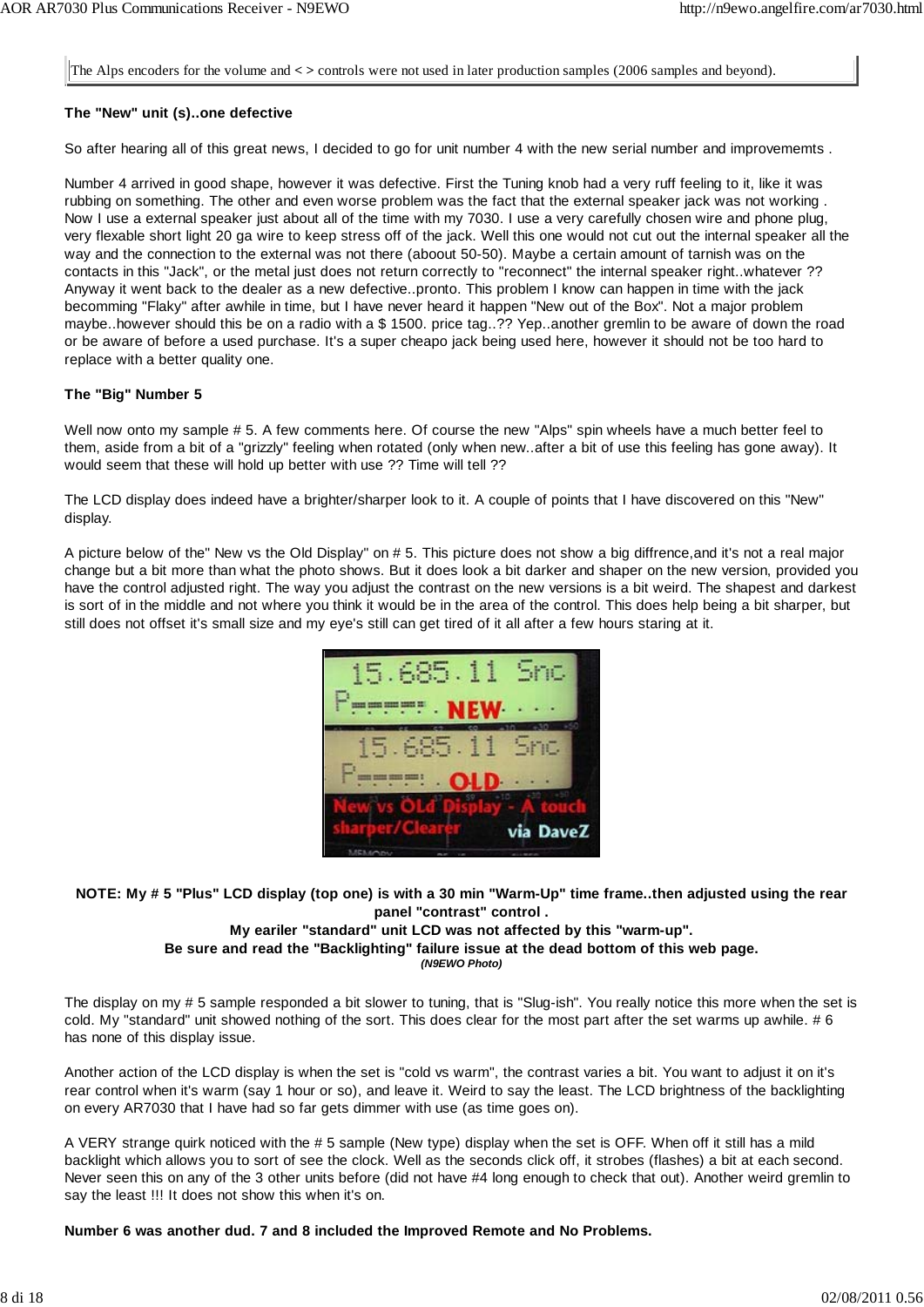The Alps encoders for the volume and < > controls were not used in later production samples (2006 samples and beyond).

**The "New" unit (s)..one defective**

So after hearing all of this great news, I decided to go for unit number 4 with the new serial number and improvememts .

Number 4 arrived in good shape, however it was defective. First the Tuning knob had a very ruff feeling to it, like it was rubbing on something. The other and even worse problem was the fact that the external speaker jack was not working . Now I use a external speaker just about all of the time with my 7030. I use a very carefully chosen wire and phone plug, very flexable short light 20 ga wire to keep stress off of the jack. Well this one would not cut out the internal speaker all the way and the connection to the external was not there (aboout 50-50). Maybe a certain amount of tarnish was on the contacts in this "Jack", or the metal just does not return correctly to "reconnect" the internal speaker right..whatever ?? Anyway it went back to the dealer as a new defective..pronto. This problem I know can happen in time with the jack becomming "Flaky" after awhile in time, but I have never heard it happen "New out of the Box". Not a major problem maybe..however should this be on a radio with a $ 1500. price tag..?? Yep..another gremlin to be aware of down the road or be aware of before a used purchase. It's a super cheapo jack being used here, however it should not be too hard to replace with a better quality one.

**The "Big" Number 5**

Well now onto my sample # 5. A few comments here. Of course the new "Alps" spin wheels have a much better feel to them, aside from a bit of a "grizzly" feeling when rotated (only when new..after a bit of use this feeling has gone away). It would seem that these will hold up better with use ?? Time will tell ??

The LCD display does indeed have a brighter/sharper look to it. A couple of points that I have discovered on this "New" display.

A picture below of the" New vs the Old Display" on # 5. This picture does not show a big diffrence,and it's not a real major change but a bit more than what the photo shows. But it does look a bit darker and shaper on the new version, provided you have the control adjusted right. The way you adjust the contrast on the new versions is a bit weird. The shapest and darkest is sort of in the middle and not where you think it would be in the area of the control. This does help being a bit sharper, but still does not offset it's small size and my eye's still can get tired of it all after a few hours staring at it.

**NOTE: My # 5 "Plus" LCD display (top one) is with a 30 min "Warm-Up" time frame..then adjusted using the rear panel "contrast" control .**
**My eariler "standard" unit LCD was not affected by this "warm-up".**
**Be sure and read the "Backlighting" failure issue at the dead bottom of this web page.**
***(N9EWO Photo)***

The display on my # 5 sample responded a bit slower to tuning, that is "Slug-ish". You really notice this more when the set is cold. My "standard" unit showed nothing of the sort. This does clear for the most part after the set warms up awhile. # 6 has none of this display issue.

Another action of the LCD display is when the set is "cold vs warm", the contrast varies a bit. You want to adjust it on it's rear control when it's warm (say 1 hour or so), and leave it. Weird to say the least. The LCD brightness of the backlighting on every AR7030 that I have had so far gets dimmer with use (as time goes on).

A VERY strange quirk noticed with the # 5 sample (New type) display when the set is OFF. When off it still has a mild backlight which allows you to sort of see the clock. Well as the seconds click off, it strobes (flashes) a bit at each second. Never seen this on any of the 3 other units before (did not have #4 long enough to check that out). Another weird gremlin to say the least !!! It does not show this when it's on.

**Number 6 was another dud. 7 and 8 included the Improved Remote and No Problems.**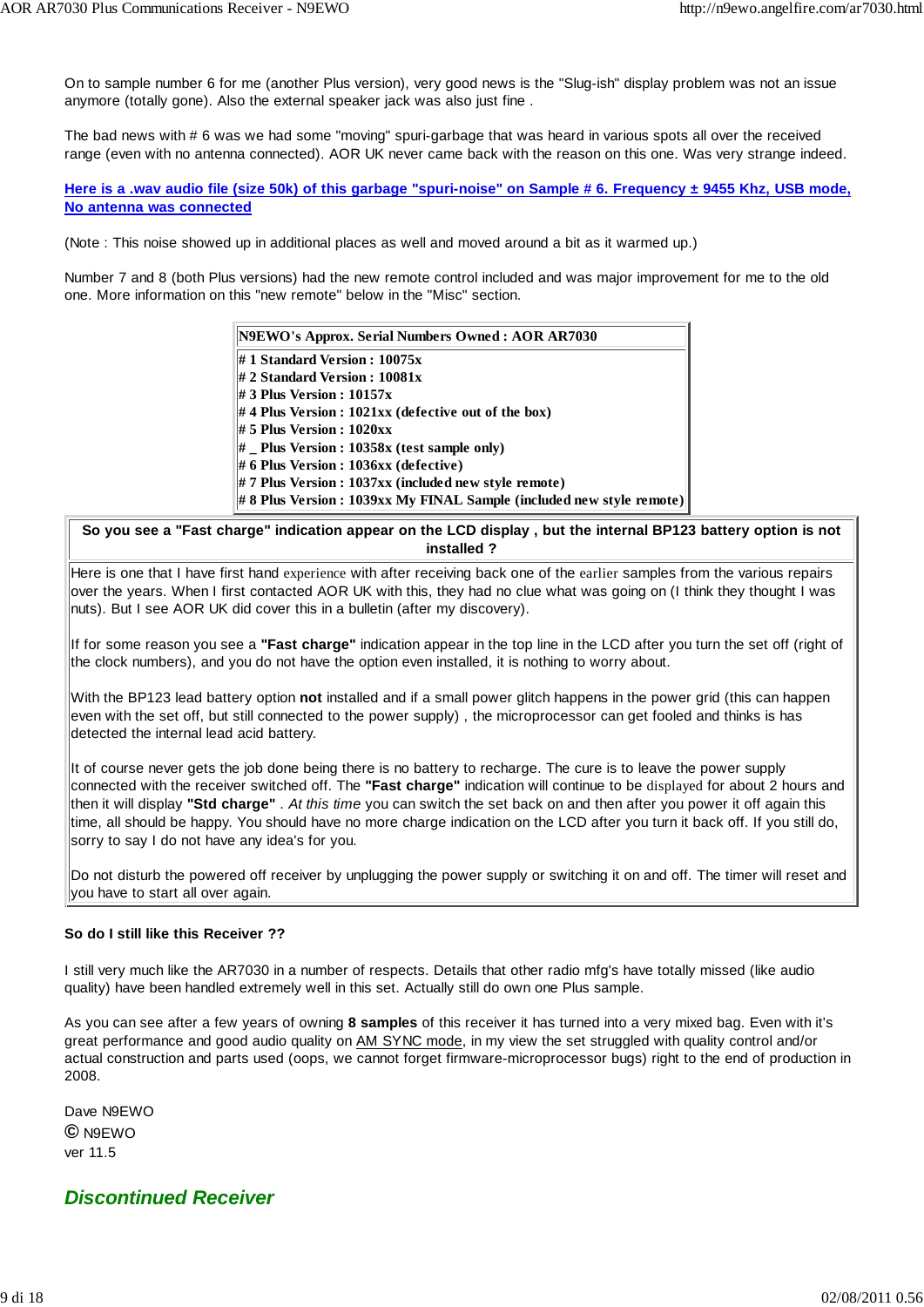On to sample number 6 for me (another Plus version), very good news is the "Slug-ish" display problem was not an issue anymore (totally gone). Also the external speaker jack was also just fine .

The bad news with # 6 was we had some "moving" spuri-garbage that was heard in various spots all over the received range (even with no antenna connected). AOR UK never came back with the reason on this one. Was very strange indeed.

**Here is a .wav audio file (size 50k) of this garbage "spuri-noise" on Sample # 6. Frequency ± 9455 Khz, USB mode, No antenna was connected**

(Note : This noise showed up in additional places as well and moved around a bit as it warmed up.)

Number 7 and 8 (both Plus versions) had the new remote control included and was major improvement for me to the old one. More information on this "new remote" below in the "Misc" section.

| N9EWO's Approx. Serial Numbers Owned : AOR AR7030 |
|---|
| # 1 Standard Version : 10075x |
| # 2 Standard Version : 10081x |
| # 3 Plus Version : 10157x |
| # 4 Plus Version : 1021xx (defective out of the box) |
| # 5 Plus Version : 1020xx |
| # _ Plus Version : 10358x (test sample only) |
| # 6 Plus Version : 1036xx (defective) |
| # 7 Plus Version : 1037xx (included new style remote) |
| # 8 Plus Version : 1039xx My FINAL Sample (included new style remote) |

**So you see a "Fast charge" indication appear on the LCD display , but the internal BP123 battery option is not installed ?**

Here is one that I have first hand experience with after receiving back one of the earlier samples from the various repairs over the years. When I first contacted AOR UK with this, they had no clue what was going on (I think they thought I was nuts). But I see AOR UK did cover this in a bulletin (after my discovery).

If for some reason you see a **"Fast charge"** indication appear in the top line in the LCD after you turn the set off (right of the clock numbers), and you do not have the option even installed, it is nothing to worry about.

With the BP123 lead battery option **not** installed and if a small power glitch happens in the power grid (this can happen even with the set off, but still connected to the power supply) , the microprocessor can get fooled and thinks is has detected the internal lead acid battery.

It of course never gets the job done being there is no battery to recharge. The cure is to leave the power supply connected with the receiver switched off. The **"Fast charge"** indication will continue to be displayed for about 2 hours and then it will display **"Std charge"** . *At this time* you can switch the set back on and then after you power it off again this time, all should be happy. You should have no more charge indication on the LCD after you turn it back off. If you still do, sorry to say I do not have any idea's for you.

Do not disturb the powered off receiver by unplugging the power supply or switching it on and off. The timer will reset and you have to start all over again.

**So do I still like this Receiver ??**

I still very much like the AR7030 in a number of respects. Details that other radio mfg's have totally missed (like audio quality) have been handled extremely well in this set. Actually still do own one Plus sample.

As you can see after a few years of owning **8 samples** of this receiver it has turned into a very mixed bag. Even with it's great performance and good audio quality on AM SYNC mode, in my view the set struggled with quality control and/or actual construction and parts used (oops, we cannot forget firmware-microprocessor bugs) right to the end of production in 2008.

Dave N9EWO
© N9EWO
ver 11.5

***Discontinued Receiver***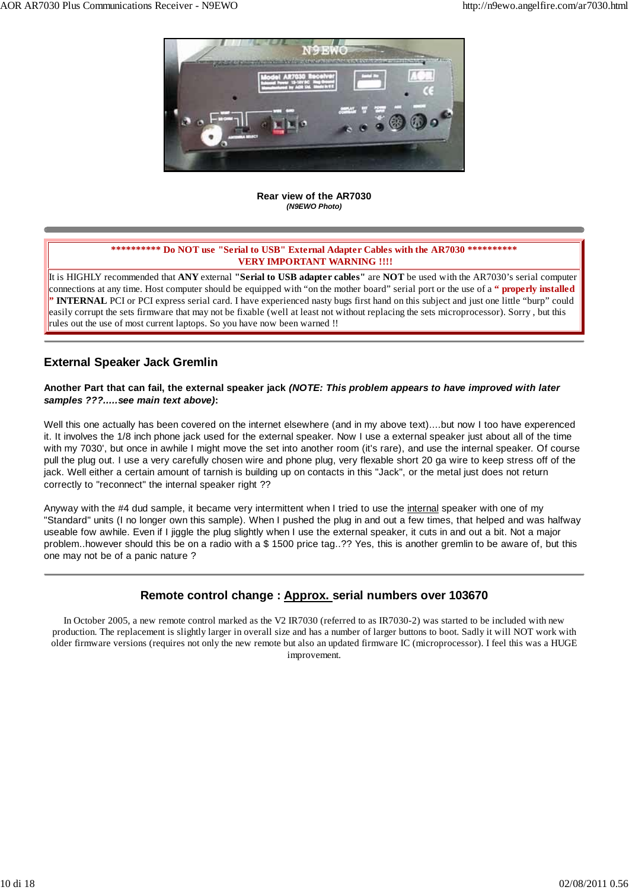**Rear view of the AR7030**
***(N9EWO Photo)***

---

**********\* Do NOT use "Serial to USB" External Adapter Cables with the AR7030 **********\***
**VERY IMPORTANT WARNING !!!!**

It is HIGHLY recommended that **ANY** external **"Serial to USB adapter cables"** are **NOT** be used with the AR7030's serial computer connections at any time. Host computer should be equipped with "on the mother board" serial port or the use of a **" properly installed "** **INTERNAL** PCI or PCI express serial card. I have experienced nasty bugs first hand on this subject and just one little "burp" could easily corrupt the sets firmware that may not be fixable (well at least not without replacing the sets microprocessor). Sorry , but this rules out the use of most current laptops. So you have now been warned !!

---

## External Speaker Jack Gremlin

**Another Part that can fail, the external speaker jack *(NOTE: This problem appears to have improved with later samples ???.....see main text above)*:**

Well this one actually has been covered on the internet elsewhere (and in my above text)....but now I too have experienced it. It involves the 1/8 inch phone jack used for the external speaker. Now I use a external speaker just about all of the time with my 7030', but once in awhile I might move the set into another room (it's rare), and use the internal speaker. Of course pull the plug out. I use a very carefully chosen wire and phone plug, very flexable short 20 ga wire to keep stress off of the jack. Well either a certain amount of tarnish is building up on contacts in this "Jack", or the metal just does not return correctly to "reconnect" the internal speaker right ??

Anyway with the #4 dud sample, it became very intermittent when I tried to use the internal speaker with one of my "Standard" units (I no longer own this sample). When I pushed the plug in and out a few times, that helped and was halfway useable fow awhile. Even if I jiggle the plug slightly when I use the external speaker, it cuts in and out a bit. Not a major problem..however should this be on a radio with a $ 1500 price tag..?? Yes, this is another gremlin to be aware of, but this one may not be of a panic nature ?

---

## Remote control change : Approx. serial numbers over 103670

In October 2005, a new remote control marked as the V2 IR7030 (referred to as IR7030-2) was started to be included with new production. The replacement is slightly larger in overall size and has a number of larger buttons to boot. Sadly it will NOT work with older firmware versions (requires not only the new remote but also an updated firmware IC (microprocessor). I feel this was a HUGE improvement.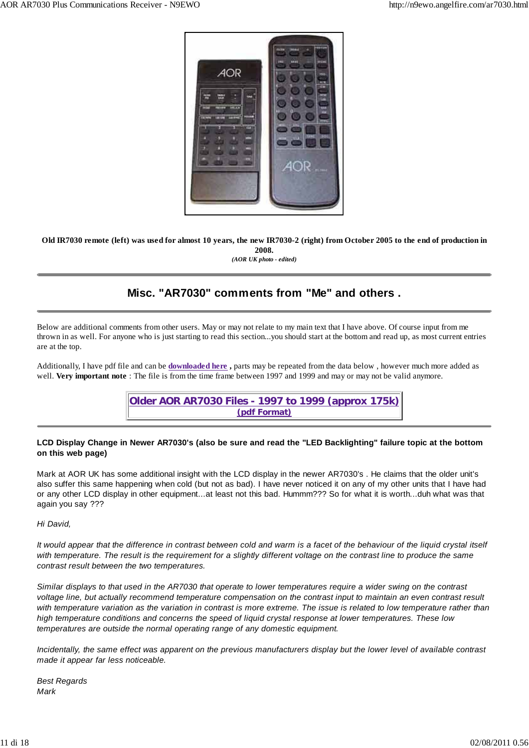**Old IR7030 remote (left) was used for almost 10 years, the new IR7030-2 (right) from October 2005 to the end of production in 2008.**

*(AOR UK photo - edited)*

---

## Misc. "AR7030" comments from "Me" and others .

---

Below are additional comments from other users. May or may not relate to my main text that I have above. Of course input from me thrown in as well. For anyone who is just starting to read this section...you should start at the bottom and read up, as most current entries are at the top.

Additionally, I have pdf file and can be **downloaded here** **,** parts may be repeated from the data below , however much more added as well. **Very important note** : The file is from the time frame between 1997 and 1999 and may or may not be valid anymore.

**Older AOR AR7030 Files - 1997 to 1999 (approx 175k)**
**(pdf Format)**

---

**LCD Display Change in Newer AR7030's (also be sure and read the "LED Backlighting" failure topic at the bottom on this web page)**

Mark at AOR UK has some additional insight with the LCD display in the newer AR7030's . He claims that the older unit's also suffer this same happening when cold (but not as bad). I have never noticed it on any of my other units that I have had or any other LCD display in other equipment...at least not this bad. Hummm??? So for what it is worth...duh what was that again you say ???

*Hi David,*

*It would appear that the difference in contrast between cold and warm is a facet of the behaviour of the liquid crystal itself with temperature. The result is the requirement for a slightly different voltage on the contrast line to produce the same contrast result between the two temperatures.*

*Similar displays to that used in the AR7030 that operate to lower temperatures require a wider swing on the contrast voltage line, but actually recommend temperature compensation on the contrast input to maintain an even contrast result with temperature variation as the variation in contrast is more extreme. The issue is related to low temperature rather than high temperature conditions and concerns the speed of liquid crystal response at lower temperatures. These low temperatures are outside the normal operating range of any domestic equipment.*

*Incidentally, the same effect was apparent on the previous manufacturers display but the lower level of available contrast made it appear far less noticeable.*

*Best Regards*
*Mark*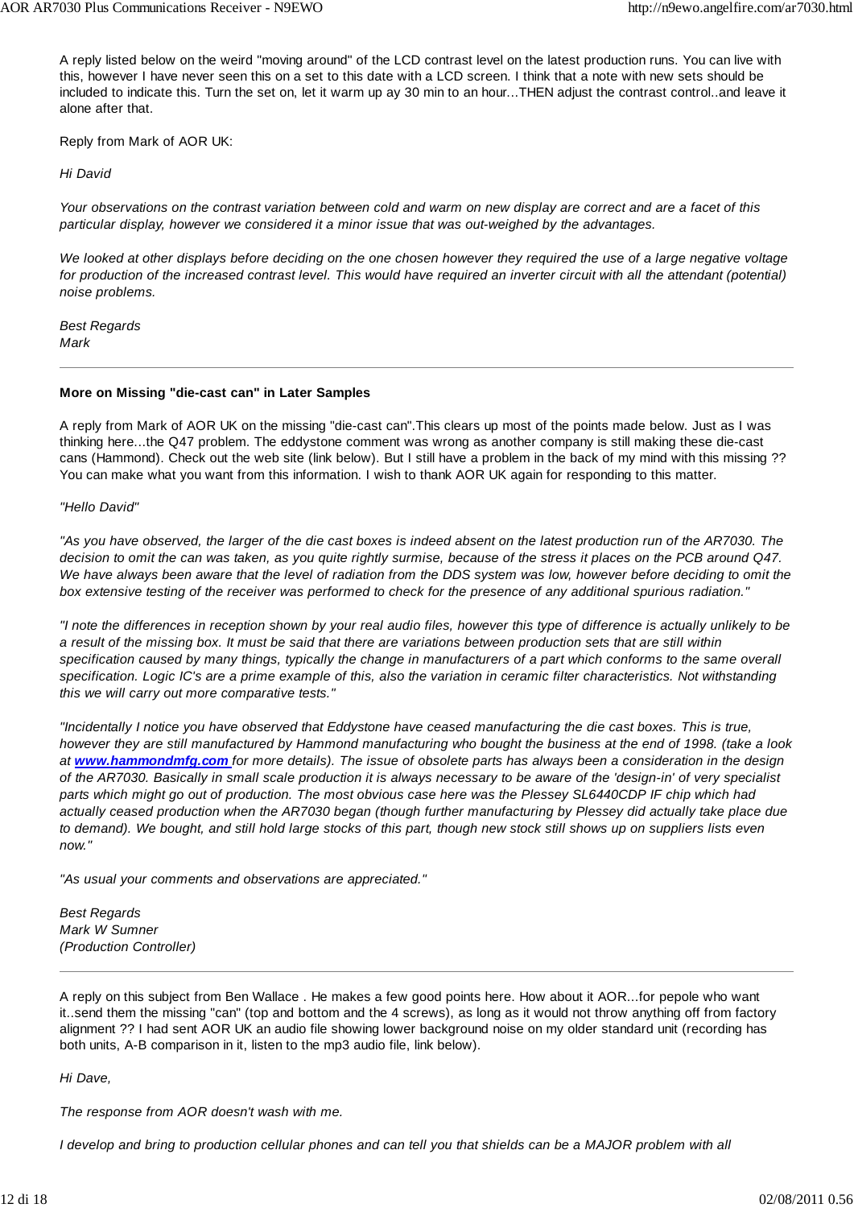A reply listed below on the weird "moving around" of the LCD contrast level on the latest production runs. You can live with this, however I have never seen this on a set to this date with a LCD screen. I think that a note with new sets should be included to indicate this. Turn the set on, let it warm up ay 30 min to an hour...THEN adjust the contrast control..and leave it alone after that.

Reply from Mark of AOR UK:

*Hi David*

*Your observations on the contrast variation between cold and warm on new display are correct and are a facet of this particular display, however we considered it a minor issue that was out-weighed by the advantages.*

*We looked at other displays before deciding on the one chosen however they required the use of a large negative voltage for production of the increased contrast level. This would have required an inverter circuit with all the attendant (potential) noise problems.*

*Best Regards*
*Mark*

---

**More on Missing "die-cast can" in Later Samples**

A reply from Mark of AOR UK on the missing "die-cast can".This clears up most of the points made below. Just as I was thinking here...the Q47 problem. The eddystone comment was wrong as another company is still making these die-cast cans (Hammond). Check out the web site (link below). But I still have a problem in the back of my mind with this missing ?? You can make what you want from this information. I wish to thank AOR UK again for responding to this matter.

*"Hello David"*

*"As you have observed, the larger of the die cast boxes is indeed absent on the latest production run of the AR7030. The decision to omit the can was taken, as you quite rightly surmise, because of the stress it places on the PCB around Q47. We have always been aware that the level of radiation from the DDS system was low, however before deciding to omit the box extensive testing of the receiver was performed to check for the presence of any additional spurious radiation."*

*"I note the differences in reception shown by your real audio files, however this type of difference is actually unlikely to be a result of the missing box. It must be said that there are variations between production sets that are still within specification caused by many things, typically the change in manufacturers of a part which conforms to the same overall specification. Logic IC's are a prime example of this, also the variation in ceramic filter characteristics. Not withstanding this we will carry out more comparative tests."*

*"Incidentally I notice you have observed that Eddystone have ceased manufacturing the die cast boxes. This is true, however they are still manufactured by Hammond manufacturing who bought the business at the end of 1998. (take a look at* ***www.hammondmfg.com*** *for more details). The issue of obsolete parts has always been a consideration in the design of the AR7030. Basically in small scale production it is always necessary to be aware of the 'design-in' of very specialist parts which might go out of production. The most obvious case here was the Plessey SL6440CDP IF chip which had actually ceased production when the AR7030 began (though further manufacturing by Plessey did actually take place due to demand). We bought, and still hold large stocks of this part, though new stock still shows up on suppliers lists even now."*

*"As usual your comments and observations are appreciated."*

*Best Regards*
*Mark W Sumner*
*(Production Controller)*

---

A reply on this subject from Ben Wallace . He makes a few good points here. How about it AOR...for pepole who want it..send them the missing "can" (top and bottom and the 4 screws), as long as it would not throw anything off from factory alignment ?? I had sent AOR UK an audio file showing lower background noise on my older standard unit (recording has both units, A-B comparison in it, listen to the mp3 audio file, link below).

*Hi Dave,*

*The response from AOR doesn't wash with me.*

*I develop and bring to production cellular phones and can tell you that shields can be a MAJOR problem with all*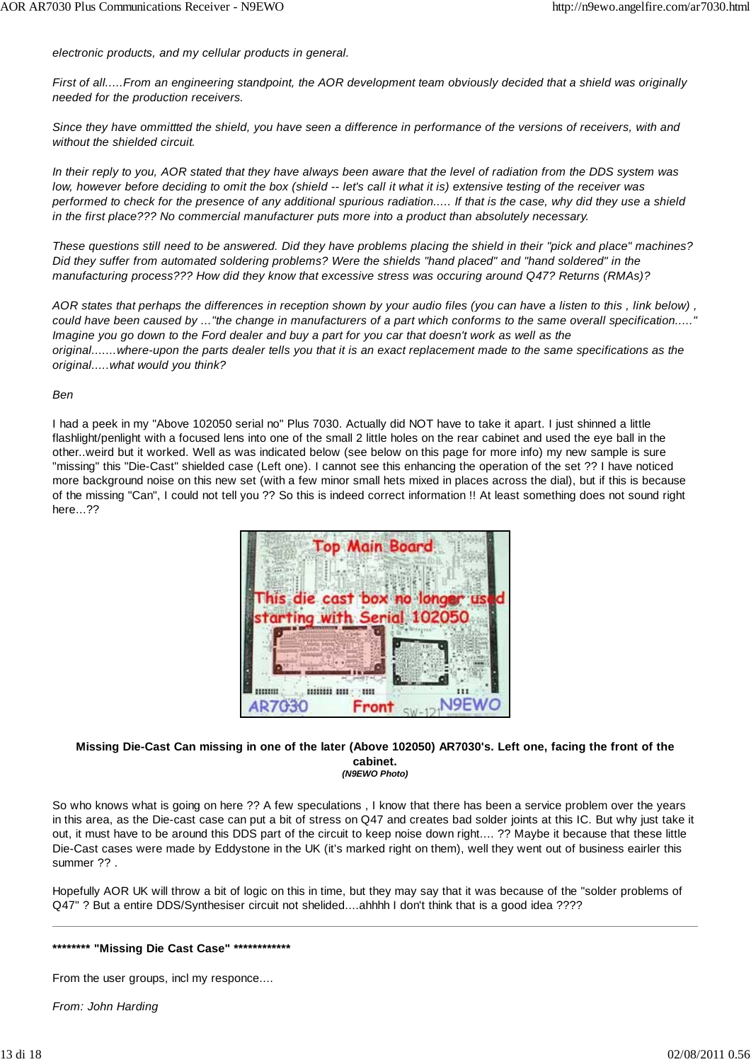*electronic products, and my cellular products in general.*

*First of all.....From an engineering standpoint, the AOR development team obviously decided that a shield was originally needed for the production receivers.*

*Since they have ommittted the shield, you have seen a difference in performance of the versions of receivers, with and without the shielded circuit.*

*In their reply to you, AOR stated that they have always been aware that the level of radiation from the DDS system was low, however before deciding to omit the box (shield -- let's call it what it is) extensive testing of the receiver was performed to check for the presence of any additional spurious radiation..... If that is the case, why did they use a shield in the first place??? No commercial manufacturer puts more into a product than absolutely necessary.*

*These questions still need to be answered. Did they have problems placing the shield in their "pick and place" machines? Did they suffer from automated soldering problems? Were the shields "hand placed" and "hand soldered" in the manufacturing process??? How did they know that excessive stress was occuring around Q47? Returns (RMAs)?*

*AOR states that perhaps the differences in reception shown by your audio files (you can have a listen to this , link below) , could have been caused by ..."the change in manufacturers of a part which conforms to the same overall specification....." Imagine you go down to the Ford dealer and buy a part for you car that doesn't work as well as the original.......where-upon the parts dealer tells you that it is an exact replacement made to the same specifications as the original.....what would you think?*

*Ben*

I had a peek in my "Above 102050 serial no" Plus 7030. Actually did NOT have to take it apart. I just shinned a little flashlight/penlight with a focused lens into one of the small 2 little holes on the rear cabinet and used the eye ball in the other..weird but it worked. Well as was indicated below (see below on this page for more info) my new sample is sure "missing" this "Die-Cast" shielded case (Left one). I cannot see this enhancing the operation of the set ?? I have noticed more background noise on this new set (with a few minor small hets mixed in places across the dial), but if this is because of the missing "Can", I could not tell you ?? So this is indeed correct information !! At least something does not sound right here...??

**Missing Die-Cast Can missing in one of the later (Above 102050) AR7030's. Left one, facing the front of the cabinet.**
***(N9EWO Photo)***

So who knows what is going on here ?? A few speculations , I know that there has been a service problem over the years in this area, as the Die-cast case can put a bit of stress on Q47 and creates bad solder joints at this IC. But why just take it out, it must have to be around this DDS part of the circuit to keep noise down right.... ?? Maybe it because that these little Die-Cast cases were made by Eddystone in the UK (it's marked right on them), well they went out of business eairler this summer ?? .

Hopefully AOR UK will throw a bit of logic on this in time, but they may say that it was because of the "solder problems of Q47" ? But a entire DDS/Synthesiser circuit not shelided....ahhhh I don't think that is a good idea ????

---

**\*\*\*\*\*\*\*\* "Missing Die Cast Case" \*\*\*\*\*\*\*\*\*\*\*\***

From the user groups, incl my responce....

*From: John Harding*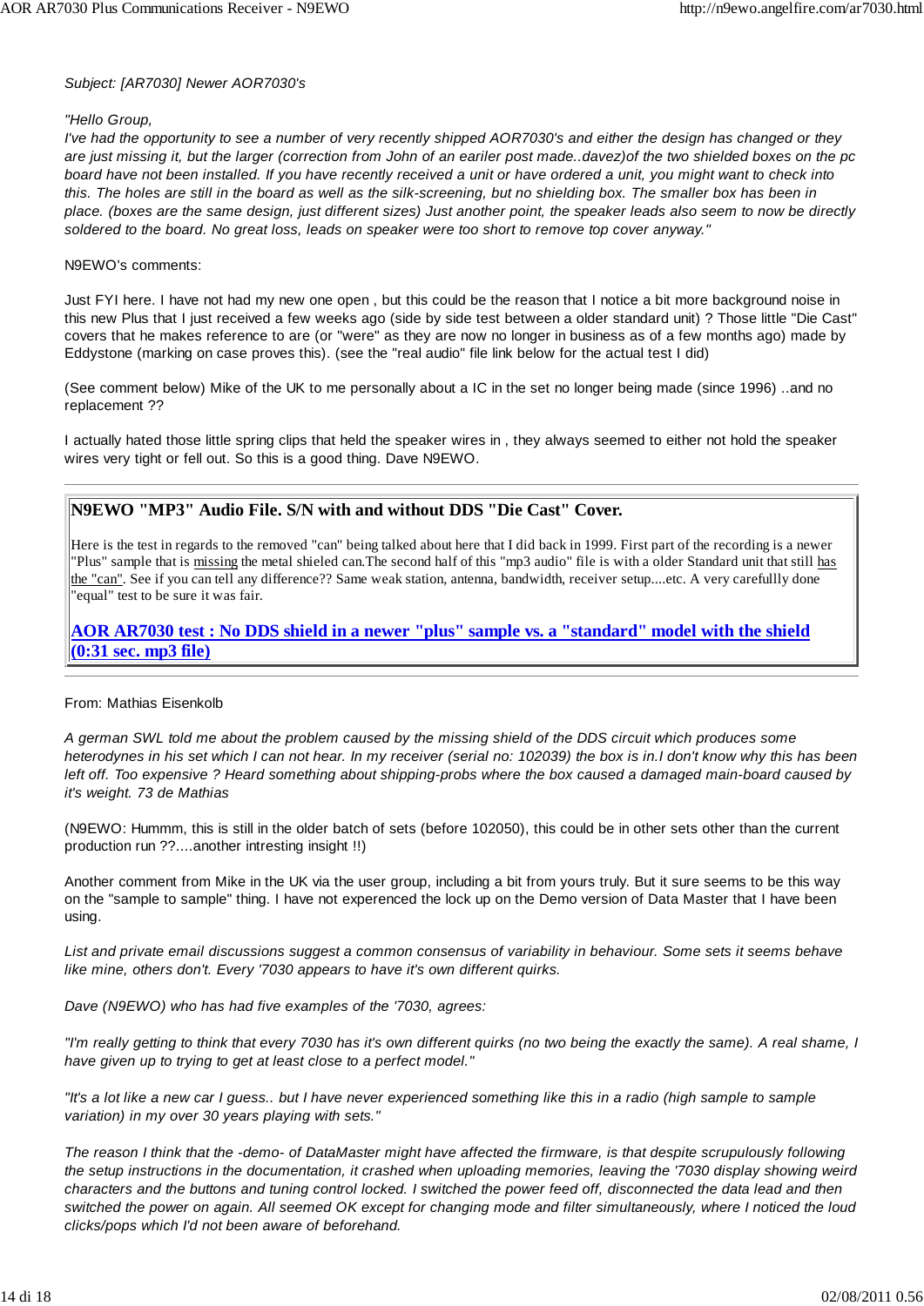*Subject: [AR7030] Newer AOR7030's*

*"Hello Group,*
*I've had the opportunity to see a number of very recently shipped AOR7030's and either the design has changed or they are just missing it, but the larger (correction from John of an eariler post made..davez)of the two shielded boxes on the pc board have not been installed. If you have recently received a unit or have ordered a unit, you might want to check into this. The holes are still in the board as well as the silk-screening, but no shielding box. The smaller box has been in place. (boxes are the same design, just different sizes) Just another point, the speaker leads also seem to now be directly soldered to the board. No great loss, leads on speaker were too short to remove top cover anyway."*

N9EWO's comments:

Just FYI here. I have not had my new one open , but this could be the reason that I notice a bit more background noise in this new Plus that I just received a few weeks ago (side by side test between a older standard unit) ? Those little "Die Cast" covers that he makes reference to are (or "were" as they are now no longer in business as of a few months ago) made by Eddystone (marking on case proves this). (see the "real audio" file link below for the actual test I did)

(See comment below) Mike of the UK to me personally about a IC in the set no longer being made (since 1996) ..and no replacement ??

I actually hated those little spring clips that held the speaker wires in , they always seemed to either not hold the speaker wires very tight or fell out. So this is a good thing. Dave N9EWO.

---

## N9EWO "MP3" Audio File. S/N with and without DDS "Die Cast" Cover.

Here is the test in regards to the removed "can" being talked about here that I did back in 1999. First part of the recording is a newer "Plus" sample that is missing the metal shieled can.The second half of this "mp3 audio" file is with a older Standard unit that still has the "can". See if you can tell any difference?? Same weak station, antenna, bandwidth, receiver setup....etc. A very carefullly done "equal" test to be sure it was fair.

**AOR AR7030 test : No DDS shield in a newer "plus" sample vs. a "standard" model with the shield (0:31 sec. mp3 file)**

---

From: Mathias Eisenkolb

*A german SWL told me about the problem caused by the missing shield of the DDS circuit which produces some heterodynes in his set which I can not hear. In my receiver (serial no: 102039) the box is in.I don't know why this has been left off. Too expensive ? Heard something about shipping-probs where the box caused a damaged main-board caused by it's weight. 73 de Mathias*

(N9EWO: Hummm, this is still in the older batch of sets (before 102050), this could be in other sets other than the current production run ??....another intresting insight !!)

Another comment from Mike in the UK via the user group, including a bit from yours truly. But it sure seems to be this way on the "sample to sample" thing. I have not experienced the lock up on the Demo version of Data Master that I have been using.

*List and private email discussions suggest a common consensus of variability in behaviour. Some sets it seems behave like mine, others don't. Every '7030 appears to have it's own different quirks.*

*Dave (N9EWO) who has had five examples of the '7030, agrees:*

*"I'm really getting to think that every 7030 has it's own different quirks (no two being the exactly the same). A real shame, I have given up to trying to get at least close to a perfect model."*

*"It's a lot like a new car I guess.. but I have never experienced something like this in a radio (high sample to sample variation) in my over 30 years playing with sets."*

*The reason I think that the -demo- of DataMaster might have affected the firmware, is that despite scrupulously following the setup instructions in the documentation, it crashed when uploading memories, leaving the '7030 display showing weird characters and the buttons and tuning control locked. I switched the power feed off, disconnected the data lead and then switched the power on again. All seemed OK except for changing mode and filter simultaneously, where I noticed the loud clicks/pops which I'd not been aware of beforehand.*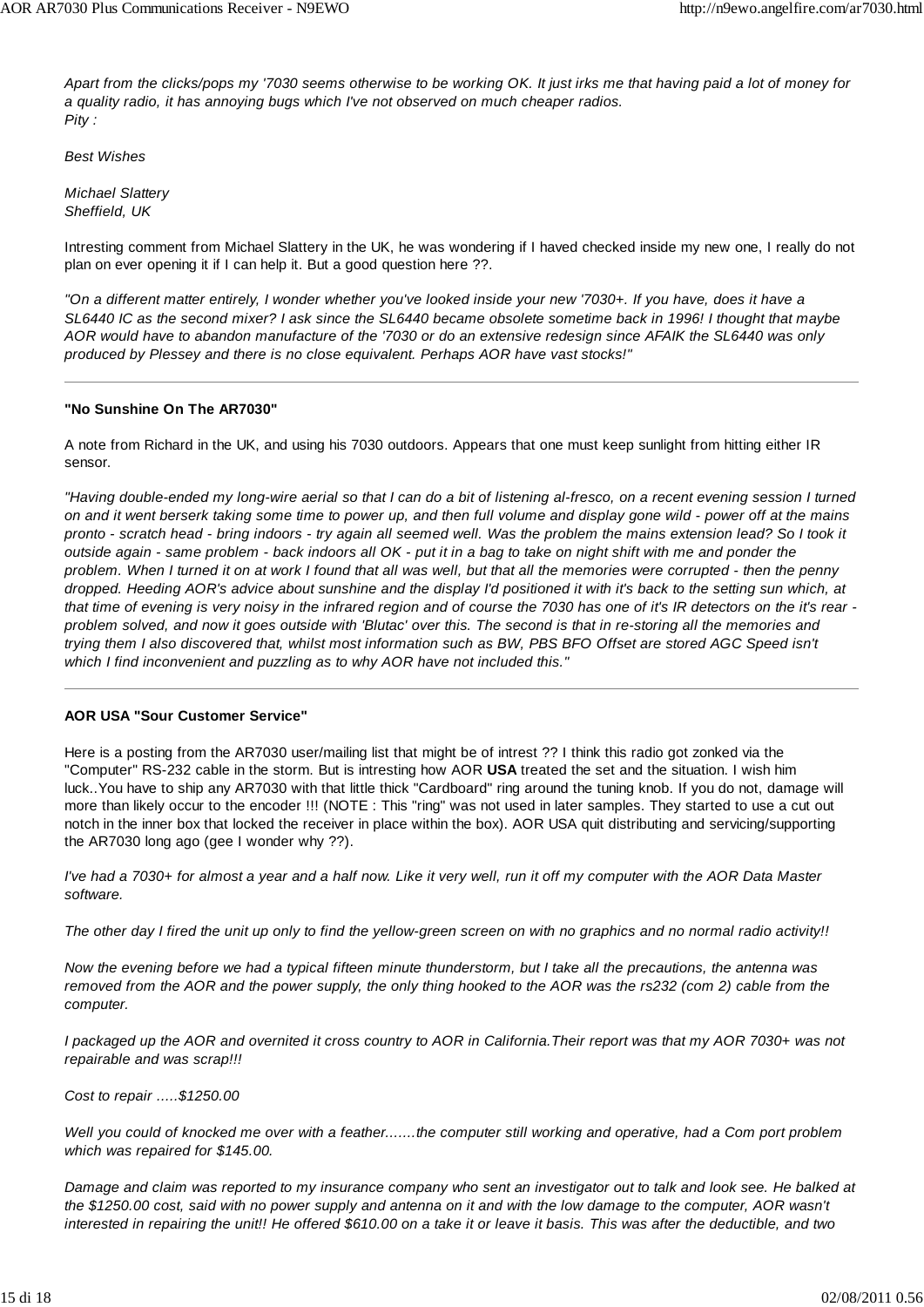*Apart from the clicks/pops my '7030 seems otherwise to be working OK. It just irks me that having paid a lot of money for a quality radio, it has annoying bugs which I've not observed on much cheaper radios.*
*Pity :*

*Best Wishes*

*Michael Slattery*
*Sheffield, UK*

Intresting comment from Michael Slattery in the UK, he was wondering if I haved checked inside my new one, I really do not plan on ever opening it if I can help it. But a good question here ??.

*"On a different matter entirely, I wonder whether you've looked inside your new '7030+. If you have, does it have a SL6440 IC as the second mixer? I ask since the SL6440 became obsolete sometime back in 1996! I thought that maybe AOR would have to abandon manufacture of the '7030 or do an extensive redesign since AFAIK the SL6440 was only produced by Plessey and there is no close equivalent. Perhaps AOR have vast stocks!"*

---

**"No Sunshine On The AR7030"**

A note from Richard in the UK, and using his 7030 outdoors. Appears that one must keep sunlight from hitting either IR sensor.

*"Having double-ended my long-wire aerial so that I can do a bit of listening al-fresco, on a recent evening session I turned on and it went berserk taking some time to power up, and then full volume and display gone wild - power off at the mains pronto - scratch head - bring indoors - try again all seemed well. Was the problem the mains extension lead? So I took it outside again - same problem - back indoors all OK - put it in a bag to take on night shift with me and ponder the problem. When I turned it on at work I found that all was well, but that all the memories were corrupted - then the penny dropped. Heeding AOR's advice about sunshine and the display I'd positioned it with it's back to the setting sun which, at that time of evening is very noisy in the infrared region and of course the 7030 has one of it's IR detectors on the it's rear - problem solved, and now it goes outside with 'Blutac' over this. The second is that in re-storing all the memories and trying them I also discovered that, whilst most information such as BW, PBS BFO Offset are stored AGC Speed isn't which I find inconvenient and puzzling as to why AOR have not included this."*

---

**AOR USA "Sour Customer Service"**

Here is a posting from the AR7030 user/mailing list that might be of intrest ?? I think this radio got zonked via the "Computer" RS-232 cable in the storm. But is intresting how AOR **USA** treated the set and the situation. I wish him luck..You have to ship any AR7030 with that little thick "Cardboard" ring around the tuning knob. If you do not, damage will more than likely occur to the encoder !!! (NOTE : This "ring" was not used in later samples. They started to use a cut out notch in the inner box that locked the receiver in place within the box). AOR USA quit distributing and servicing/supporting the AR7030 long ago (gee I wonder why ??).

*I've had a 7030+ for almost a year and a half now. Like it very well, run it off my computer with the AOR Data Master software.*

*The other day I fired the unit up only to find the yellow-green screen on with no graphics and no normal radio activity!!*

*Now the evening before we had a typical fifteen minute thunderstorm, but I take all the precautions, the antenna was removed from the AOR and the power supply, the only thing hooked to the AOR was the rs232 (com 2) cable from the computer.*

*I packaged up the AOR and overnited it cross country to AOR in California.Their report was that my AOR 7030+ was not repairable and was scrap!!!*

*Cost to repair .....$1250.00*

*Well you could of knocked me over with a feather.......the computer still working and operative, had a Com port problem which was repaired for $145.00.*

*Damage and claim was reported to my insurance company who sent an investigator out to talk and look see. He balked at the $1250.00 cost, said with no power supply and antenna on it and with the low damage to the computer, AOR wasn't interested in repairing the unit!! He offered $610.00 on a take it or leave it basis. This was after the deductible, and two*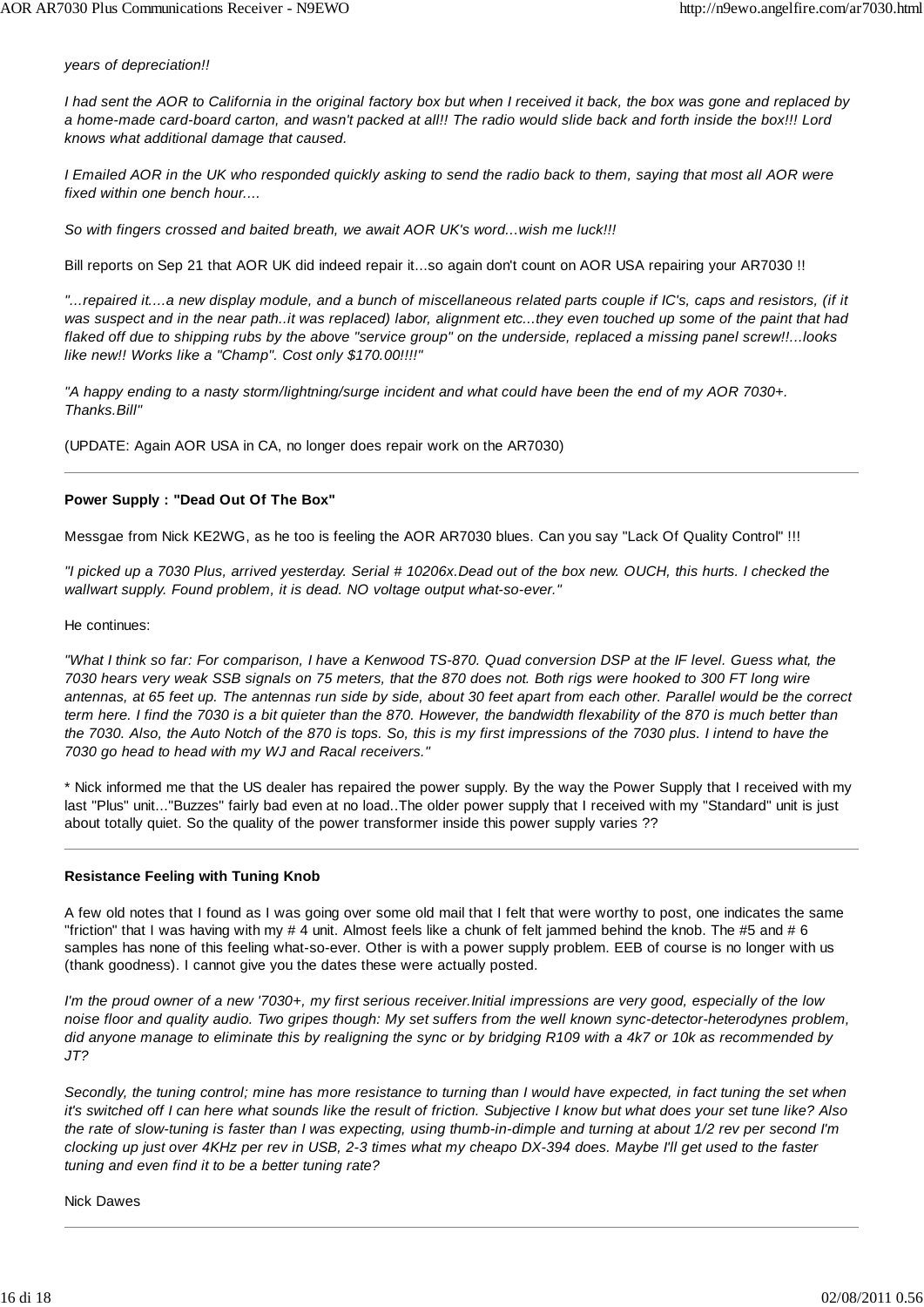*years of depreciation!!*

*I had sent the AOR to California in the original factory box but when I received it back, the box was gone and replaced by a home-made card-board carton, and wasn't packed at all!! The radio would slide back and forth inside the box!!! Lord knows what additional damage that caused.*

*I Emailed AOR in the UK who responded quickly asking to send the radio back to them, saying that most all AOR were fixed within one bench hour....*

*So with fingers crossed and baited breath, we await AOR UK's word...wish me luck!!!*

Bill reports on Sep 21 that AOR UK did indeed repair it...so again don't count on AOR USA repairing your AR7030 !!

*"...repaired it....a new display module, and a bunch of miscellaneous related parts couple if IC's, caps and resistors, (if it was suspect and in the near path..it was replaced) labor, alignment etc...they even touched up some of the paint that had flaked off due to shipping rubs by the above "service group" on the underside, replaced a missing panel screw!!...looks like new!! Works like a "Champ". Cost only $170.00!!!!"*

*"A happy ending to a nasty storm/lightning/surge incident and what could have been the end of my AOR 7030+. Thanks.Bill"*

(UPDATE: Again AOR USA in CA, no longer does repair work on the AR7030)

---

**Power Supply : "Dead Out Of The Box"**

Messgae from Nick KE2WG, as he too is feeling the AOR AR7030 blues. Can you say "Lack Of Quality Control" !!!

*"I picked up a 7030 Plus, arrived yesterday. Serial # 10206x.Dead out of the box new. OUCH, this hurts. I checked the wallwart supply. Found problem, it is dead. NO voltage output what-so-ever."*

He continues:

*"What I think so far: For comparison, I have a Kenwood TS-870. Quad conversion DSP at the IF level. Guess what, the 7030 hears very weak SSB signals on 75 meters, that the 870 does not. Both rigs were hooked to 300 FT long wire antennas, at 65 feet up. The antennas run side by side, about 30 feet apart from each other. Parallel would be the correct term here. I find the 7030 is a bit quieter than the 870. However, the bandwidth flexability of the 870 is much better than the 7030. Also, the Auto Notch of the 870 is tops. So, this is my first impressions of the 7030 plus. I intend to have the 7030 go head to head with my WJ and Racal receivers."*

* Nick informed me that the US dealer has repaired the power supply. By the way the Power Supply that I received with my last "Plus" unit..."Buzzes" fairly bad even at no load..The older power supply that I received with my "Standard" unit is just about totally quiet. So the quality of the power transformer inside this power supply varies ??

---

**Resistance Feeling with Tuning Knob**

A few old notes that I found as I was going over some old mail that I felt that were worthy to post, one indicates the same "friction" that I was having with my # 4 unit. Almost feels like a chunk of felt jammed behind the knob. The #5 and # 6 samples has none of this feeling what-so-ever. Other is with a power supply problem. EEB of course is no longer with us (thank goodness). I cannot give you the dates these were actually posted.

*I'm the proud owner of a new '7030+, my first serious receiver.Initial impressions are very good, especially of the low noise floor and quality audio. Two gripes though: My set suffers from the well known sync-detector-heterodynes problem, did anyone manage to eliminate this by realigning the sync or by bridging R109 with a 4k7 or 10k as recommended by JT?*

*Secondly, the tuning control; mine has more resistance to turning than I would have expected, in fact tuning the set when it's switched off I can here what sounds like the result of friction. Subjective I know but what does your set tune like? Also the rate of slow-tuning is faster than I was expecting, using thumb-in-dimple and turning at about 1/2 rev per second I'm clocking up just over 4KHz per rev in USB, 2-3 times what my cheapo DX-394 does. Maybe I'll get used to the faster tuning and even find it to be a better tuning rate?*

Nick Dawes

---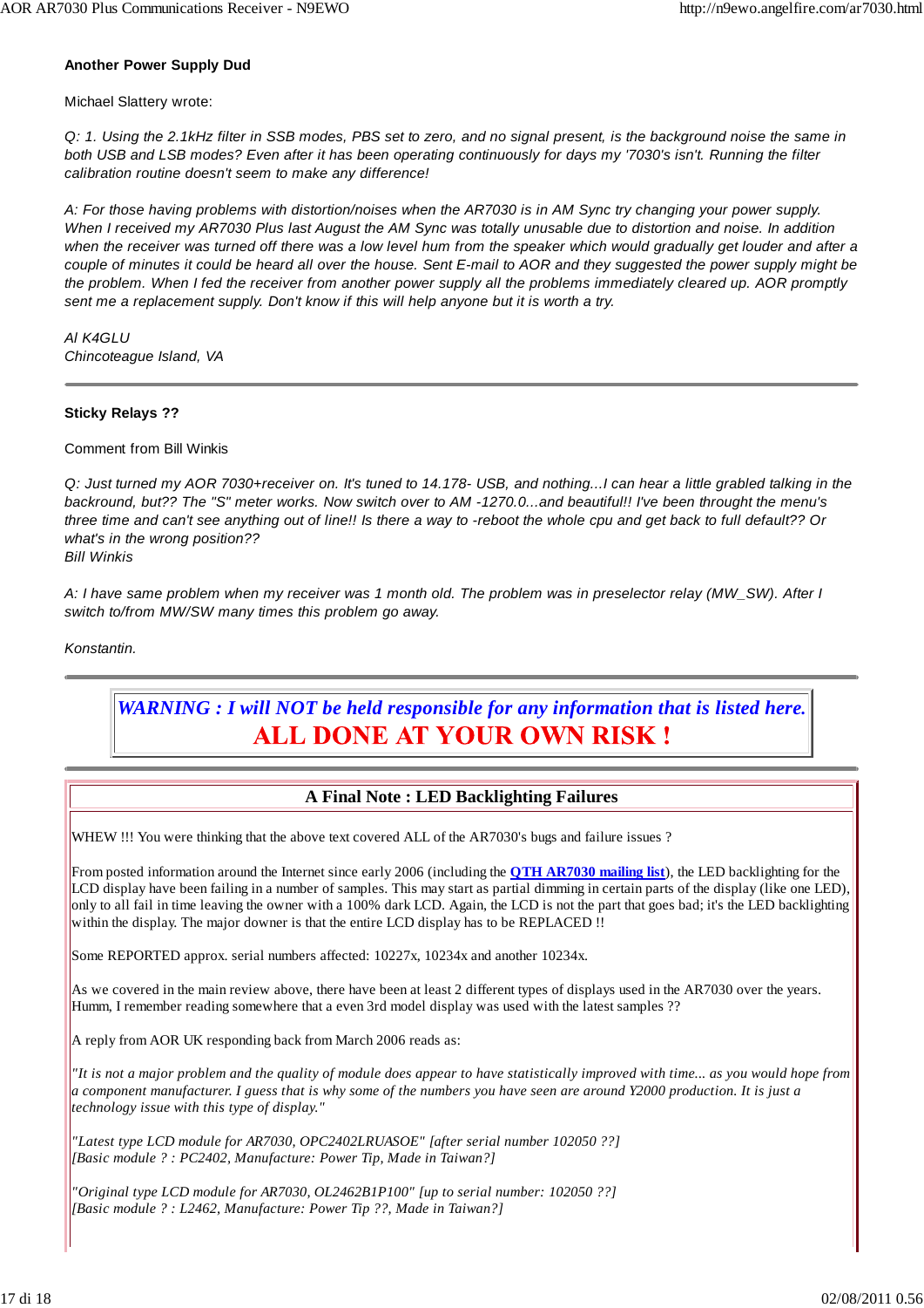**Another Power Supply Dud**

Michael Slattery wrote:

*Q: 1. Using the 2.1kHz filter in SSB modes, PBS set to zero, and no signal present, is the background noise the same in both USB and LSB modes? Even after it has been operating continuously for days my '7030's isn't. Running the filter calibration routine doesn't seem to make any difference!*

*A: For those having problems with distortion/noises when the AR7030 is in AM Sync try changing your power supply. When I received my AR7030 Plus last August the AM Sync was totally unusable due to distortion and noise. In addition when the receiver was turned off there was a low level hum from the speaker which would gradually get louder and after a couple of minutes it could be heard all over the house. Sent E-mail to AOR and they suggested the power supply might be the problem. When I fed the receiver from another power supply all the problems immediately cleared up. AOR promptly sent me a replacement supply. Don't know if this will help anyone but it is worth a try.*

*Al K4GLU*
*Chincoteague Island, VA*

---

**Sticky Relays ??**

Comment from Bill Winkis

*Q: Just turned my AOR 7030+receiver on. It's tuned to 14.178- USB, and nothing...I can hear a little grabled talking in the backround, but?? The "S" meter works. Now switch over to AM -1270.0...and beautiful!! I've been throught the menu's three time and can't see anything out of line!! Is there a way to -reboot the whole cpu and get back to full default?? Or what's in the wrong position??*
*Bill Winkis*

*A: I have same problem when my receiver was 1 month old. The problem was in preselector relay (MW_SW). After I switch to/from MW/SW many times this problem go away.*

*Konstantin.*

---

***WARNING : I will NOT be held responsible for any information that is listed here.***
**ALL DONE AT YOUR OWN RISK !**

---

## A Final Note : LED Backlighting Failures

WHEW !!! You were thinking that the above text covered ALL of the AR7030's bugs and failure issues ?

From posted information around the Internet since early 2006 (including the **QTH AR7030 mailing list**), the LED backlighting for the LCD display have been failing in a number of samples. This may start as partial dimming in certain parts of the display (like one LED), only to all fail in time leaving the owner with a 100% dark LCD. Again, the LCD is not the part that goes bad; it's the LED backlighting within the display. The major downer is that the entire LCD display has to be REPLACED !!

Some REPORTED approx. serial numbers affected: 10227x, 10234x and another 10234x.

As we covered in the main review above, there have been at least 2 different types of displays used in the AR7030 over the years. Humm, I remember reading somewhere that a even 3rd model display was used with the latest samples ??

A reply from AOR UK responding back from March 2006 reads as:

*"It is not a major problem and the quality of module does appear to have statistically improved with time... as you would hope from a component manufacturer. I guess that is why some of the numbers you have seen are around Y2000 production. It is just a technology issue with this type of display."*

*"Latest type LCD module for AR7030, OPC2402LRUASOE" [after serial number 102050 ??]*
*[Basic module ? : PC2402, Manufacture: Power Tip, Made in Taiwan?]*

*"Original type LCD module for AR7030, OL2462B1P100" [up to serial number: 102050 ??]*
*[Basic module ? : L2462, Manufacture: Power Tip ??, Made in Taiwan?]*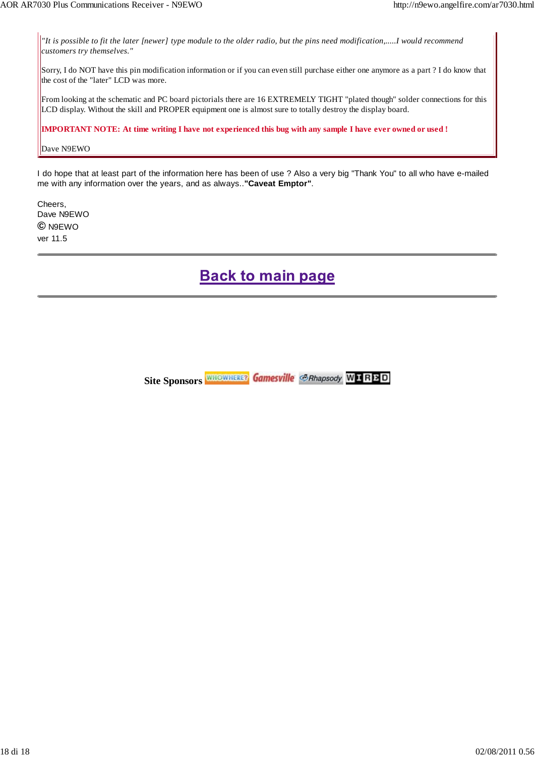> *"It is possible to fit the later [newer] type module to the older radio, but the pins need modification,.....I would recommend customers try themselves."*
>
> Sorry, I do NOT have this pin modification information or if you can even still purchase either one anymore as a part ? I do know that the cost of the "later" LCD was more.
>
> From looking at the schematic and PC board pictorials there are 16 EXTREMELY TIGHT "plated though" solder connections for this LCD display. Without the skill and PROPER equipment one is almost sure to totally destroy the display board.
>
> **IMPORTANT NOTE: At time writing I have not experienced this bug with any sample I have ever owned or used !**
>
> Dave N9EWO

I do hope that at least part of the information here has been of use ? Also a very big "Thank You" to all who have e-mailed me with any information over the years, and as always..**"Caveat Emptor"**.

Cheers,
Dave N9EWO
© N9EWO
ver 11.5

---

## Back to main page

---

**Site Sponsors** WHOWHERE? Gamesville Rhapsody WIRED